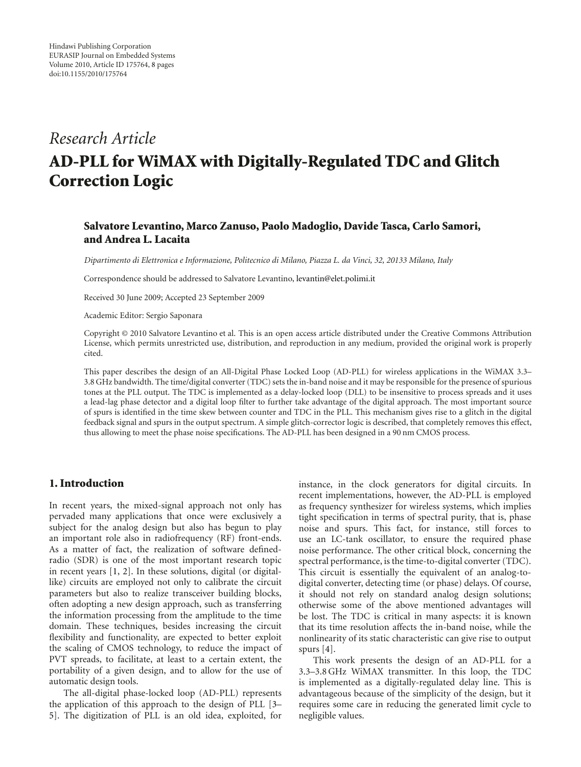Hindawi Publishing Corporation
EURASIP Journal on Embedded Systems
Volume 2010, Article ID 175764, 8 pages
doi:10.1155/2010/175764

*Research Article*

# AD-PLL for WiMAX with Digitally-Regulated TDC and Glitch Correction Logic

**Salvatore Levantino, Marco Zanuso, Paolo Madoglio, Davide Tasca, Carlo Samori, and Andrea L. Lacaita**

*Dipartimento di Elettronica e Informazione, Politecnico di Milano, Piazza L. da Vinci, 32, 20133 Milano, Italy*

Correspondence should be addressed to Salvatore Levantino, levantin@elet.polimi.it

Received 30 June 2009; Accepted 23 September 2009

Academic Editor: Sergio Saponara

Copyright © 2010 Salvatore Levantino et al. This is an open access article distributed under the Creative Commons Attribution License, which permits unrestricted use, distribution, and reproduction in any medium, provided the original work is properly cited.

This paper describes the design of an All-Digital Phase Locked Loop (AD-PLL) for wireless applications in the WiMAX 3.3–3.8 GHz bandwidth. The time/digital converter (TDC) sets the in-band noise and it may be responsible for the presence of spurious tones at the PLL output. The TDC is implemented as a delay-locked loop (DLL) to be insensitive to process spreads and it uses a lead-lag phase detector and a digital loop filter to further take advantage of the digital approach. The most important source of spurs is identified in the time skew between counter and TDC in the PLL. This mechanism gives rise to a glitch in the digital feedback signal and spurs in the output spectrum. A simple glitch-corrector logic is described, that completely removes this effect, thus allowing to meet the phase noise specifications. The AD-PLL has been designed in a 90 nm CMOS process.

## 1. Introduction

In recent years, the mixed-signal approach not only has pervaded many applications that once were exclusively a subject for the analog design but also has begun to play an important role also in radiofrequency (RF) front-ends. As a matter of fact, the realization of software defined-radio (SDR) is one of the most important research topic in recent years [1, 2]. In these solutions, digital (or digital-like) circuits are employed not only to calibrate the circuit parameters but also to realize transceiver building blocks, often adopting a new design approach, such as transferring the information processing from the amplitude to the time domain. These techniques, besides increasing the circuit flexibility and functionality, are expected to better exploit the scaling of CMOS technology, to reduce the impact of PVT spreads, to facilitate, at least to a certain extent, the portability of a given design, and to allow for the use of automatic design tools.

The all-digital phase-locked loop (AD-PLL) represents the application of this approach to the design of PLL [3–5]. The digitization of PLL is an old idea, exploited, for instance, in the clock generators for digital circuits. In recent implementations, however, the AD-PLL is employed as frequency synthesizer for wireless systems, which implies tight specification in terms of spectral purity, that is, phase noise and spurs. This fact, for instance, still forces to use an LC-tank oscillator, to ensure the required phase noise performance. The other critical block, concerning the spectral performance, is the time-to-digital converter (TDC). This circuit is essentially the equivalent of an analog-to-digital converter, detecting time (or phase) delays. Of course, it should not rely on standard analog design solutions; otherwise some of the above mentioned advantages will be lost. The TDC is critical in many aspects: it is known that its time resolution affects the in-band noise, while the nonlinearity of its static characteristic can give rise to output spurs [4].

This work presents the design of an AD-PLL for a 3.3–3.8 GHz WiMAX transmitter. In this loop, the TDC is implemented as a digitally-regulated delay line. This is advantageous because of the simplicity of the design, but it requires some care in reducing the generated limit cycle to negligible values.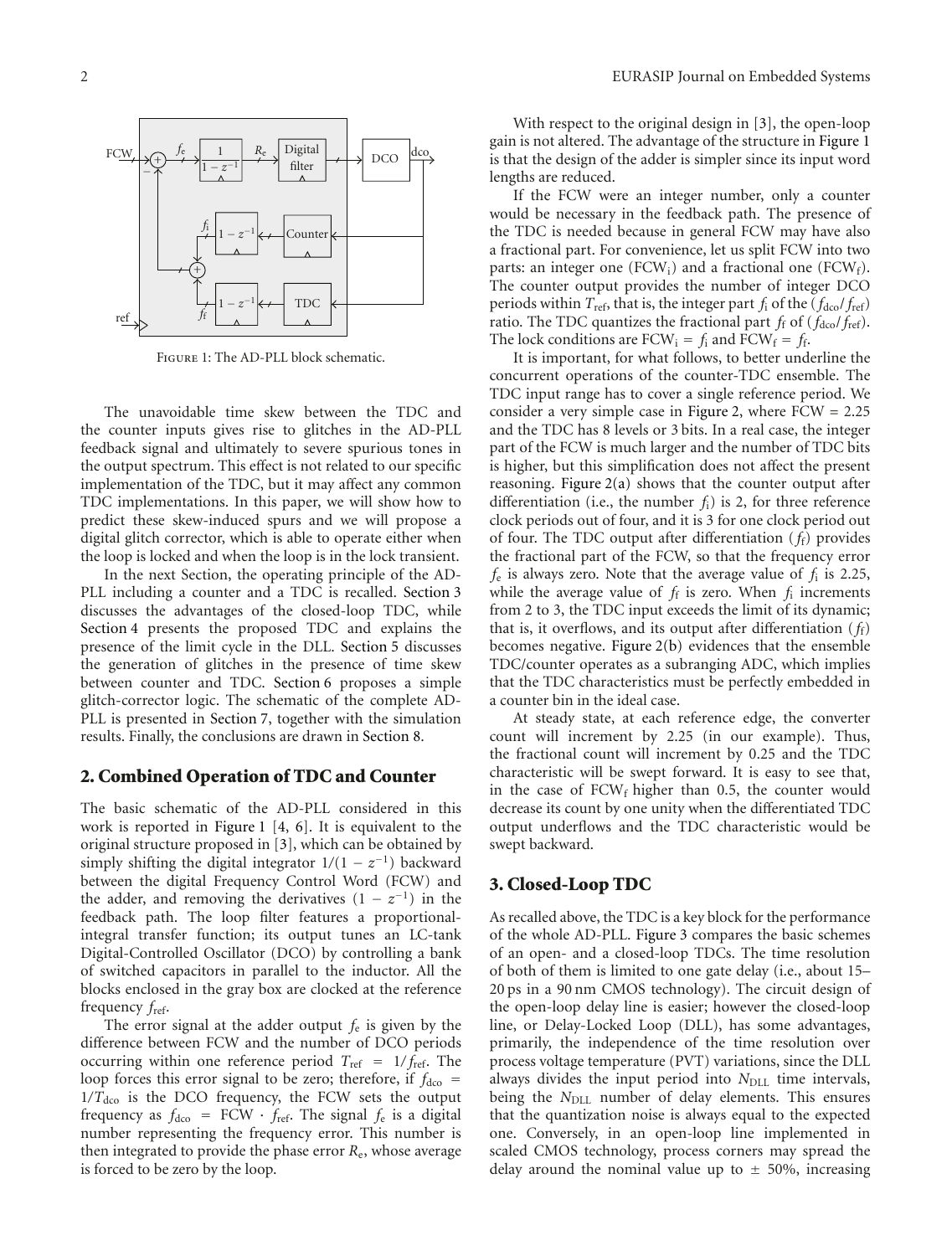FCW

$f_e$

$\frac{1}{1-z^{-1}}$

$R_e$

Digital filter

DCO

dco

$f_i$

$1-z^{-1}$

Counter

$1-z^{-1}$

TDC

$f_f$

ref

Figure 1: The AD-PLL block schematic.

The unavoidable time skew between the TDC and the counter inputs gives rise to glitches in the AD-PLL feedback signal and ultimately to severe spurious tones in the output spectrum. This effect is not related to our specific implementation of the TDC, but it may affect any common TDC implementations. In this paper, we will show how to predict these skew-induced spurs and we will propose a digital glitch corrector, which is able to operate either when the loop is locked and when the loop is in the lock transient.

In the next Section, the operating principle of the AD-PLL including a counter and a TDC is recalled. Section 3 discusses the advantages of the closed-loop TDC, while Section 4 presents the proposed TDC and explains the presence of the limit cycle in the DLL. Section 5 discusses the generation of glitches in the presence of time skew between counter and TDC. Section 6 proposes a simple glitch-corrector logic. The schematic of the complete AD-PLL is presented in Section 7, together with the simulation results. Finally, the conclusions are drawn in Section 8.

## 2. Combined Operation of TDC and Counter

The basic schematic of the AD-PLL considered in this work is reported in Figure 1 [4, 6]. It is equivalent to the original structure proposed in [3], which can be obtained by simply shifting the digital integrator $1/(1-z^{-1})$ backward between the digital Frequency Control Word (FCW) and the adder, and removing the derivatives $(1-z^{-1})$ in the feedback path. The loop filter features a proportional-integral transfer function; its output tunes an LC-tank Digital-Controlled Oscillator (DCO) by controlling a bank of switched capacitors in parallel to the inductor. All the blocks enclosed in the gray box are clocked at the reference frequency $f_{\text{ref}}$.

The error signal at the adder output $f_e$ is given by the difference between FCW and the number of DCO periods occurring within one reference period $T_{\text{ref}} = 1/f_{\text{ref}}$. The loop forces this error signal to be zero; therefore, if $f_{\text{dco}} = 1/T_{\text{dco}}$ is the DCO frequency, the FCW sets the output frequency as $f_{\text{dco}} = \text{FCW} \cdot f_{\text{ref}}$. The signal $f_e$ is a digital number representing the frequency error. This number is then integrated to provide the phase error $R_e$, whose average is forced to be zero by the loop.

With respect to the original design in [3], the open-loop gain is not altered. The advantage of the structure in Figure 1 is that the design of the adder is simpler since its input word lengths are reduced.

If the FCW were an integer number, only a counter would be necessary in the feedback path. The presence of the TDC is needed because in general FCW may have also a fractional part. For convenience, let us split FCW into two parts: an integer one ($\text{FCW}_i$) and a fractional one ($\text{FCW}_f$). The counter output provides the number of integer DCO periods within $T_{\text{ref}}$, that is, the integer part $f_i$ of the $(f_{\text{dco}}/f_{\text{ref}})$ ratio. The TDC quantizes the fractional part $f_f$ of $(f_{\text{dco}}/f_{\text{ref}})$. The lock conditions are $\text{FCW}_i = f_i$ and $\text{FCW}_f = f_f$.

It is important, for what follows, to better underline the concurrent operations of the counter-TDC ensemble. The TDC input range has to cover a single reference period. We consider a very simple case in Figure 2, where FCW = 2.25 and the TDC has 8 levels or 3 bits. In a real case, the integer part of the FCW is much larger and the number of TDC bits is higher, but this simplification does not affect the present reasoning. Figure 2(a) shows that the counter output after differentiation (i.e., the number $f_i$) is 2, for three reference clock periods out of four, and it is 3 for one clock period out of four. The TDC output after differentiation ($f_f$) provides the fractional part of the FCW, so that the frequency error $f_e$ is always zero. Note that the average value of $f_i$ is 2.25, while the average value of $f_f$ is zero. When $f_i$ increments from 2 to 3, the TDC input exceeds the limit of its dynamic; that is, it overflows, and its output after differentiation ($f_f$) becomes negative. Figure 2(b) evidences that the ensemble TDC/counter operates as a subranging ADC, which implies that the TDC characteristics must be perfectly embedded in a counter bin in the ideal case.

At steady state, at each reference edge, the converter count will increment by 2.25 (in our example). Thus, the fractional count will increment by 0.25 and the TDC characteristic will be swept forward. It is easy to see that, in the case of $\text{FCW}_f$ higher than 0.5, the counter would decrease its count by one unity when the differentiated TDC output underflows and the TDC characteristic would be swept backward.

## 3. Closed-Loop TDC

As recalled above, the TDC is a key block for the performance of the whole AD-PLL. Figure 3 compares the basic schemes of an open- and a closed-loop TDCs. The time resolution of both of them is limited to one gate delay (i.e., about 15–20 ps in a 90 nm CMOS technology). The circuit design of the open-loop delay line is easier; however the closed-loop line, or Delay-Locked Loop (DLL), has some advantages, primarily, the independence of the time resolution over process voltage temperature (PVT) variations, since the DLL always divides the input period into $N_{\text{DLL}}$ time intervals, being the $N_{\text{DLL}}$ number of delay elements. This ensures that the quantization noise is always equal to the expected one. Conversely, in an open-loop line implemented in scaled CMOS technology, process corners may spread the delay around the nominal value up to ± 50%, increasing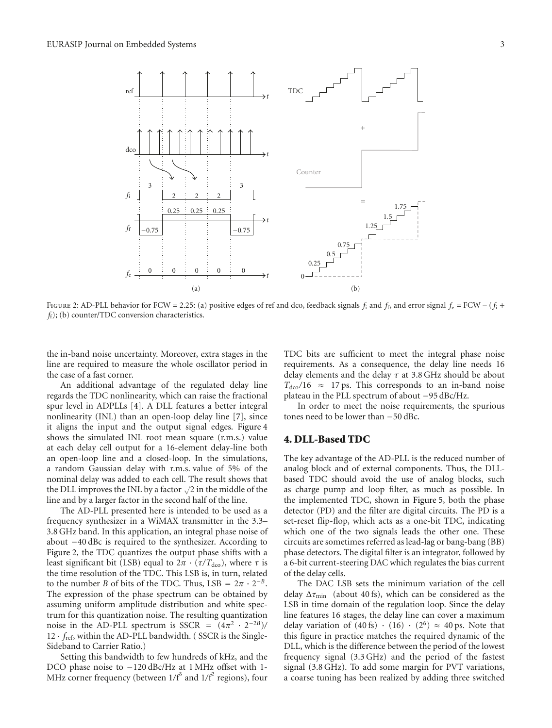ref

dco

$f_i$

3 2 2 2 3

0.25 0.25 0.25

$f_f$

−0.75 −0.75

$f_e$

0 0 0 0 0

(a)

TDC

+

Counter

=

0 0.25 0.5 0.75 1.25 1.5 1.75

(b)

Figure 2: AD-PLL behavior for FCW = 2.25: (a) positive edges of ref and dco, feedback signals $f_i$ and $f_f$, and error signal $f_e$ = FCW − ($f_i$ + $f_f$); (b) counter/TDC conversion characteristics.

the in-band noise uncertainty. Moreover, extra stages in the line are required to measure the whole oscillator period in the case of a fast corner.

An additional advantage of the regulated delay line regards the TDC nonlinearity, which can raise the fractional spur level in ADPLLs [4]. A DLL features a better integral nonlinearity (INL) than an open-loop delay line [7], since it aligns the input and the output signal edges. Figure 4 shows the simulated INL root mean square (r.m.s.) value at each delay cell output for a 16-element delay-line both an open-loop line and a closed-loop. In the simulations, a random Gaussian delay with r.m.s. value of 5% of the nominal delay was added to each cell. The result shows that the DLL improves the INL by a factor $\sqrt{2}$ in the middle of the line and by a larger factor in the second half of the line.

The AD-PLL presented here is intended to be used as a frequency synthesizer in a WiMAX transmitter in the 3.3–3.8 GHz band. In this application, an integral phase noise of about −40 dBc is required to the synthesizer. According to Figure 2, the TDC quantizes the output phase shifts with a least significant bit (LSB) equal to $2\pi \cdot (\tau/T_{\text{dco}})$, where $\tau$ is the time resolution of the TDC. This LSB is, in turn, related to the number $B$ of bits of the TDC. Thus, LSB = $2\pi \cdot 2^{-B}$. The expression of the phase spectrum can be obtained by assuming uniform amplitude distribution and white spectrum for this quantization noise. The resulting quantization noise in the AD-PLL spectrum is SSCR = $(4\pi^2 \cdot 2^{-2B})/12 \cdot f_{\text{ref}}$, within the AD-PLL bandwidth. (SSCR is the Single-Sideband to Carrier Ratio.)

Setting this bandwidth to few hundreds of kHz, and the DCO phase noise to −120 dBc/Hz at 1 MHz offset with 1-MHz corner frequency (between $1/f^3$ and $1/f^2$ regions), four TDC bits are sufficient to meet the integral phase noise requirements. As a consequence, the delay line needs 16 delay elements and the delay $\tau$ at 3.8 GHz should be about $T_{\text{dco}}/16 \approx 17$ ps. This corresponds to an in-band noise plateau in the PLL spectrum of about −95 dBc/Hz.

In order to meet the noise requirements, the spurious tones need to be lower than −50 dBc.

## 4. DLL-Based TDC

The key advantage of the AD-PLL is the reduced number of analog block and of external components. Thus, the DLL-based TDC should avoid the use of analog blocks, such as charge pump and loop filter, as much as possible. In the implemented TDC, shown in Figure 5, both the phase detector (PD) and the filter are digital circuits. The PD is a set-reset flip-flop, which acts as a one-bit TDC, indicating which one of the two signals leads the other one. These circuits are sometimes referred as lead-lag or bang-bang (BB) phase detectors. The digital filter is an integrator, followed by a 6-bit current-steering DAC which regulates the bias current of the delay cells.

The DAC LSB sets the minimum variation of the cell delay $\Delta\tau_{\min}$ (about 40 fs), which can be considered as the LSB in time domain of the regulation loop. Since the delay line features 16 stages, the delay line can cover a maximum delay variation of $(40\,\text{fs}) \cdot (16) \cdot (2^6) \approx 40$ ps. Note that this figure in practice matches the required dynamic of the DLL, which is the difference between the period of the lowest frequency signal (3.3 GHz) and the period of the fastest signal (3.8 GHz). To add some margin for PVT variations, a coarse tuning has been realized by adding three switched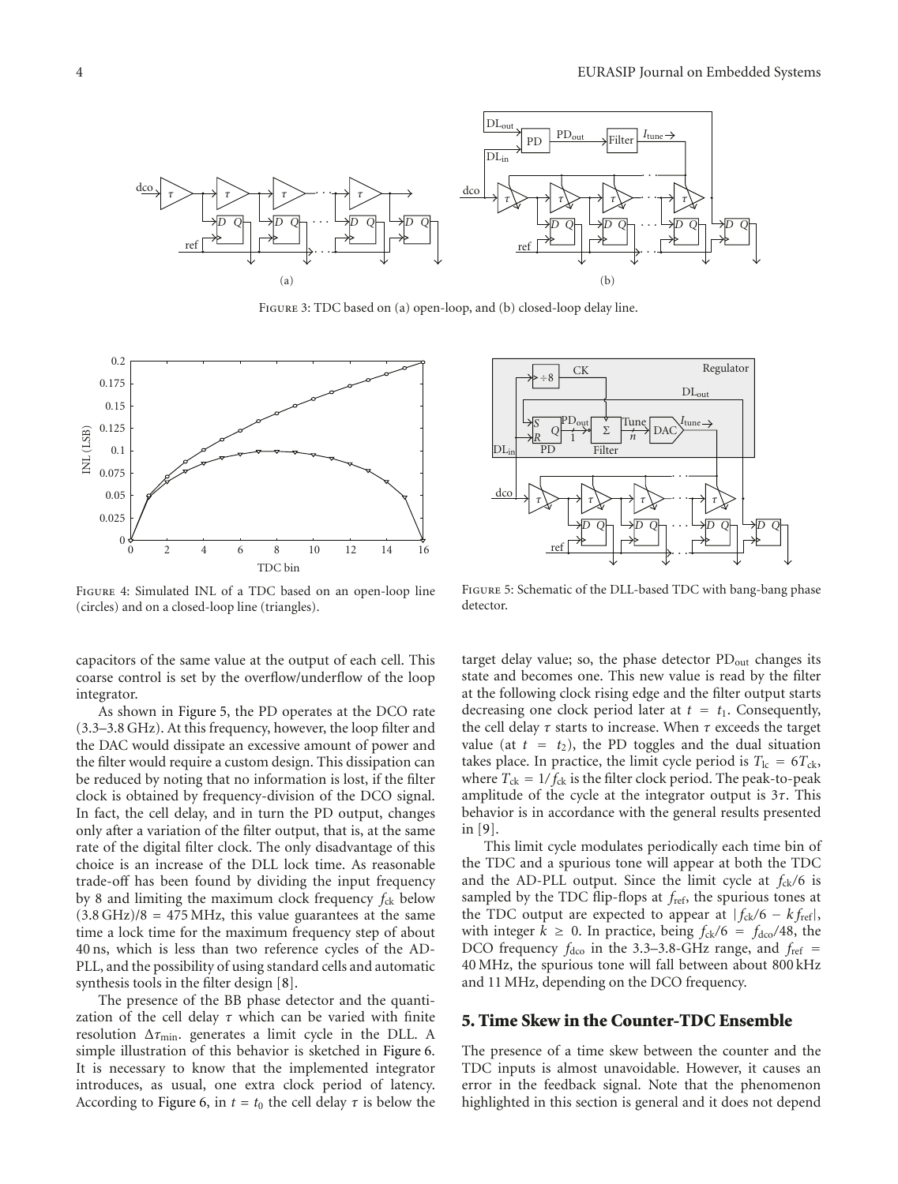dco
τ
τ
τ
τ
D Q
D Q
D Q
D Q
ref
(a)

DL$_{out}$
PD
PD$_{out}$
Filter
$I_{tune}$
DL$_{in}$
dco
τ
τ
τ
τ
D Q
D Q
D Q
D Q
ref
(b)

Figure 3: TDC based on (a) open-loop, and (b) closed-loop delay line.

INL (LSB)
0.2
0.175
0.15
0.125
0.1
0.075
0.05
0.025
0
0
2
4
6
8
10
12
14
16
TDC bin

Figure 4: Simulated INL of a TDC based on an open-loop line (circles) and on a closed-loop line (triangles).

÷8
CK
Regulator
DL$_{out}$
S
R
Q
PD$_{out}$
1
Σ
Tune
n
DAC
$I_{tune}$
DL$_{in}$
PD
Filter
dco
τ
τ
τ
τ
D Q
D Q
D Q
D Q
ref

Figure 5: Schematic of the DLL-based TDC with bang-bang phase detector.

capacitors of the same value at the output of each cell. This coarse control is set by the overflow/underflow of the loop integrator.

As shown in Figure 5, the PD operates at the DCO rate (3.3–3.8 GHz). At this frequency, however, the loop filter and the DAC would dissipate an excessive amount of power and the filter would require a custom design. This dissipation can be reduced by noting that no information is lost, if the filter clock is obtained by frequency-division of the DCO signal. In fact, the cell delay, and in turn the PD output, changes only after a variation of the filter output, that is, at the same rate of the digital filter clock. The only disadvantage of this choice is an increase of the DLL lock time. As reasonable trade-off has been found by dividing the input frequency by 8 and limiting the maximum clock frequency $f_{ck}$ below (3.8 GHz)/8 = 475 MHz, this value guarantees at the same time a lock time for the maximum frequency step of about 40 ns, which is less than two reference cycles of the AD-PLL, and the possibility of using standard cells and automatic synthesis tools in the filter design [8].

The presence of the BB phase detector and the quantization of the cell delay $\tau$ which can be varied with finite resolution $\Delta\tau_{min}$. generates a limit cycle in the DLL. A simple illustration of this behavior is sketched in Figure 6. It is necessary to know that the implemented integrator introduces, as usual, one extra clock period of latency. According to Figure 6, in $t = t_0$ the cell delay $\tau$ is below the target delay value; so, the phase detector PD$_{out}$ changes its state and becomes one. This new value is read by the filter at the following clock rising edge and the filter output starts decreasing one clock period later at $t = t_1$. Consequently, the cell delay $\tau$ starts to increase. When $\tau$ exceeds the target value (at $t = t_2$), the PD toggles and the dual situation takes place. In practice, the limit cycle period is $T_{lc} = 6T_{ck}$, where $T_{ck} = 1/f_{ck}$ is the filter clock period. The peak-to-peak amplitude of the cycle at the integrator output is $3\tau$. This behavior is in accordance with the general results presented in [9].

This limit cycle modulates periodically each time bin of the TDC and a spurious tone will appear at both the TDC and the AD-PLL output. Since the limit cycle at $f_{ck}/6$ is sampled by the TDC flip-flops at $f_{ref}$, the spurious tones at the TDC output are expected to appear at $|f_{ck}/6 - kf_{ref}|$, with integer $k \geq 0$. In practice, being $f_{ck}/6 = f_{dco}/48$, the DCO frequency $f_{dco}$ in the 3.3–3.8-GHz range, and $f_{ref}$ = 40 MHz, the spurious tone will fall between about 800 kHz and 11 MHz, depending on the DCO frequency.

## 5. Time Skew in the Counter-TDC Ensemble

The presence of a time skew between the counter and the TDC inputs is almost unavoidable. However, it causes an error in the feedback signal. Note that the phenomenon highlighted in this section is general and it does not depend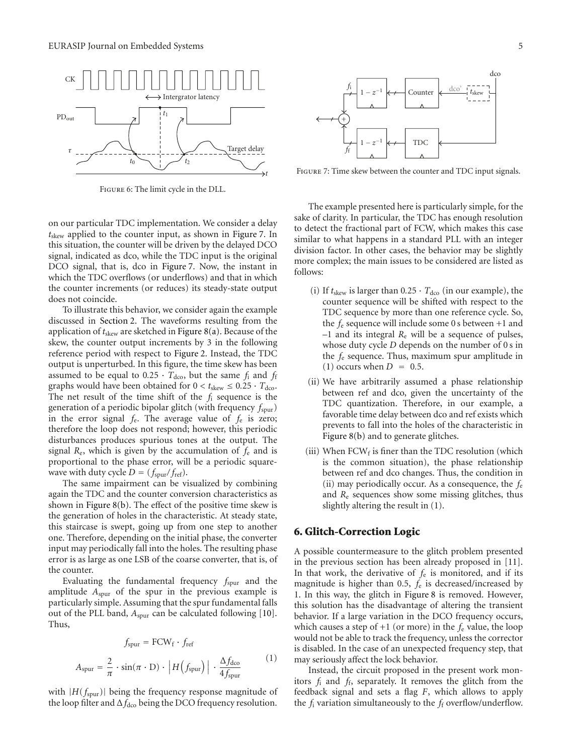CK

Intergrator latency

$\text{PD}_{\text{out}}$

$t_1$

$\tau$

Target delay

$t_0$

$t_2$

$t$

Figure 6: The limit cycle in the DLL.

dco

$f_i$

$1 - z^{-1}$

Counter

dco'

$t_{\text{skew}}$

$1 - z^{-1}$

TDC

$f_f$

Figure 7: Time skew between the counter and TDC input signals.

on our particular TDC implementation. We consider a delay $t_{\text{skew}}$ applied to the counter input, as shown in Figure 7. In this situation, the counter will be driven by the delayed DCO signal, indicated as dco, while the TDC input is the original DCO signal, that is, dco in Figure 7. Now, the instant in which the TDC overflows (or underflows) and that in which the counter increments (or reduces) its steady-state output does not coincide.

To illustrate this behavior, we consider again the example discussed in Section 2. The waveforms resulting from the application of $t_{\text{skew}}$ are sketched in Figure 8(a). Because of the skew, the counter output increments by 3 in the following reference period with respect to Figure 2. Instead, the TDC output is unperturbed. In this figure, the time skew has been assumed to be equal to $0.25 \cdot T_{\text{dco}}$, but the same $f_i$ and $f_f$ graphs would have been obtained for $0 < t_{\text{skew}} \leq 0.25 \cdot T_{\text{dco}}$. The net result of the time shift of the $f_i$ sequence is the generation of a periodic bipolar glitch (with frequency $f_{\text{spur}}$) in the error signal $f_e$. The average value of $f_e$ is zero; therefore the loop does not respond; however, this periodic disturbances produces spurious tones at the output. The signal $R_e$, which is given by the accumulation of $f_e$ and is proportional to the phase error, will be a periodic square-wave with duty cycle $D = (f_{\text{spur}}/f_{\text{ref}})$.

The same impairment can be visualized by combining again the TDC and the counter conversion characteristics as shown in Figure 8(b). The effect of the positive time skew is the generation of holes in the characteristic. At steady state, this staircase is swept, going up from one step to another one. Therefore, depending on the initial phase, the converter input may periodically fall into the holes. The resulting phase error is as large as one LSB of the coarse converter, that is, of the counter.

Evaluating the fundamental frequency $f_{\text{spur}}$ and the amplitude $A_{\text{spur}}$ of the spur in the previous example is particularly simple. Assuming that the spur fundamental falls out of the PLL band, $A_{\text{spur}}$ can be calculated following [10]. Thus,

$$f_{\text{spur}} = \text{FCW}_f \cdot f_{\text{ref}}$$

$$A_{\text{spur}} = \frac{2}{\pi} \cdot \sin(\pi \cdot \text{D}) \cdot \left| H\left(f_{\text{spur}}\right) \right| \cdot \frac{\Delta f_{\text{dco}}}{4 f_{\text{spur}}} \qquad (1)$$

with $|H(f_{\text{spur}})|$ being the frequency response magnitude of the loop filter and $\Delta f_{\text{dco}}$ being the DCO frequency resolution.

The example presented here is particularly simple, for the sake of clarity. In particular, the TDC has enough resolution to detect the fractional part of FCW, which makes this case similar to what happens in a standard PLL with an integer division factor. In other cases, the behavior may be slightly more complex; the main issues to be considered are listed as follows:

(i) If $t_{\text{skew}}$ is larger than $0.25 \cdot T_{\text{dco}}$ (in our example), the counter sequence will be shifted with respect to the TDC sequence by more than one reference cycle. So, the $f_e$ sequence will include some 0 s between +1 and –1 and its integral $R_e$ will be a sequence of pulses, whose duty cycle $D$ depends on the number of 0 s in the $f_e$ sequence. Thus, maximum spur amplitude in (1) occurs when $D = 0.5$.

(ii) We have arbitrarily assumed a phase relationship between ref and dco, given the uncertainty of the TDC quantization. Therefore, in our example, a favorable time delay between dco and ref exists which prevents to fall into the holes of the characteristic in Figure 8(b) and to generate glitches.

(iii) When $\text{FCW}_f$ is finer than the TDC resolution (which is the common situation), the phase relationship between ref and dco changes. Thus, the condition in (ii) may periodically occur. As a consequence, the $f_e$ and $R_e$ sequences show some missing glitches, thus slightly altering the result in (1).

## 6. Glitch-Correction Logic

A possible countermeasure to the glitch problem presented in the previous section has been already proposed in [11]. In that work, the derivative of $f_e$ is monitored, and if its magnitude is higher than 0.5, $f_e$ is decreased/increased by 1. In this way, the glitch in Figure 8 is removed. However, this solution has the disadvantage of altering the transient behavior. If a large variation in the DCO frequency occurs, which causes a step of +1 (or more) in the $f_e$ value, the loop would not be able to track the frequency, unless the corrector is disabled. In the case of an unexpected frequency step, that may seriously affect the lock behavior.

Instead, the circuit proposed in the present work monitors $f_i$ and $f_f$, separately. It removes the glitch from the feedback signal and sets a flag $F$, which allows to apply the $f_i$ variation simultaneously to the $f_f$ overflow/underflow.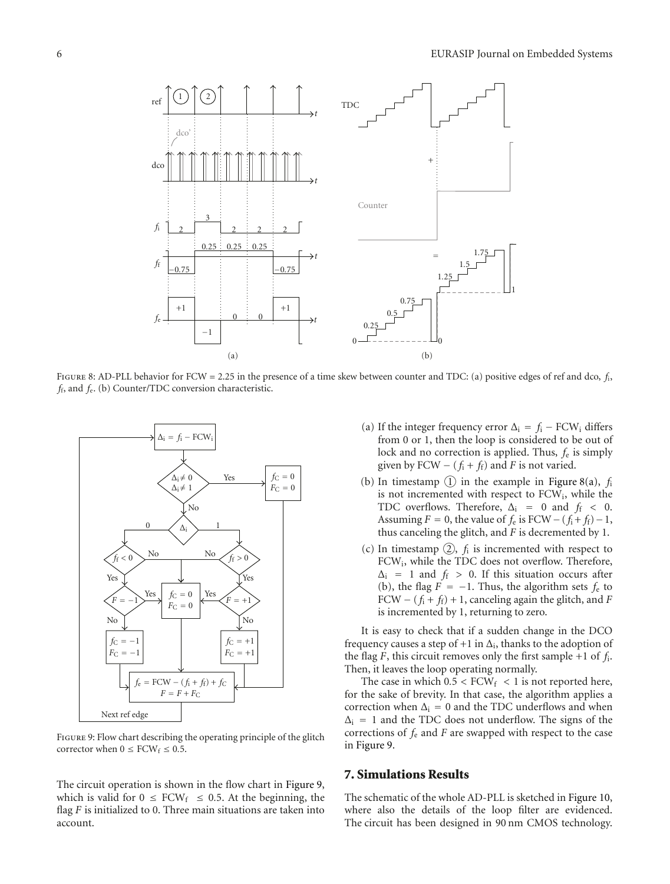ref

①

②

$t$

dco'

dco

$t$

$f_i$

2

3

2

2

2

0.25

0.25

0.25

$f_f$

−0.75

−0.75

$t$

+1

+1

$f_e$

0

0

−1

$t$

(a)

TDC

+

Counter

=

0

0.25

0.5

0.75

0

1.25

1.5

1.75

1

(b)

Figure 8: AD-PLL behavior for FCW = 2.25 in the presence of a time skew between counter and TDC: (a) positive edges of ref and dco, $f_i$, $f_f$, and $f_e$. (b) Counter/TDC conversion characteristic.

$\Delta_i = f_i - \text{FCW}_i$

$\Delta_i \neq 0$, $\Delta_i \neq 1$

Yes

$f_C = 0$, $F_C = 0$

No

$\Delta_i$

0

1

$f_f < 0$

No

No

$f_f > 0$

Yes

Yes

$F = -1$

Yes

$f_C = 0$, $F_C = 0$

Yes

$F = +1$

No

No

$f_C = -1$, $F_C = -1$

$f_C = +1$, $F_C = +1$

$f_e = \text{FCW} - (f_i + f_f) + f_C$, $F = F + F_C$

Next ref edge

Figure 9: Flow chart describing the operating principle of the glitch corrector when $0 \leq \text{FCW}_f \leq 0.5$.

The circuit operation is shown in the flow chart in Figure 9, which is valid for $0 \leq \text{FCW}_f \leq 0.5$. At the beginning, the flag $F$ is initialized to 0. Three main situations are taken into account.

(a) If the integer frequency error $\Delta_i = f_i - \text{FCW}_i$ differs from 0 or 1, then the loop is considered to be out of lock and no correction is applied. Thus, $f_e$ is simply given by $\text{FCW} - (f_i + f_f)$ and $F$ is not varied.

(b) In timestamp ① in the example in Figure 8(a), $f_i$ is not incremented with respect to $\text{FCW}_i$, while the TDC overflows. Therefore, $\Delta_i = 0$ and $f_f < 0$. Assuming $F = 0$, the value of $f_e$ is $\text{FCW} - (f_i + f_f) - 1$, thus canceling the glitch, and $F$ is decremented by 1.

(c) In timestamp ②, $f_i$ is incremented with respect to $\text{FCW}_i$, while the TDC does not overflow. Therefore, $\Delta_i = 1$ and $f_f > 0$. If this situation occurs after (b), the flag $F = -1$. Thus, the algorithm sets $f_e$ to $\text{FCW} - (f_i + f_f) + 1$, canceling again the glitch, and $F$ is incremented by 1, returning to zero.

It is easy to check that if a sudden change in the DCO frequency causes a step of +1 in $\Delta_i$, thanks to the adoption of the flag $F$, this circuit removes only the first sample +1 of $f_i$. Then, it leaves the loop operating normally.

The case in which $0.5 < \text{FCW}_f < 1$ is not reported here, for the sake of brevity. In that case, the algorithm applies a correction when $\Delta_i = 0$ and the TDC underflows and when $\Delta_i = 1$ and the TDC does not underflow. The signs of the corrections of $f_e$ and $F$ are swapped with respect to the case in Figure 9.

## 7. Simulations Results

The schematic of the whole AD-PLL is sketched in Figure 10, where also the details of the loop filter are evidenced. The circuit has been designed in 90 nm CMOS technology.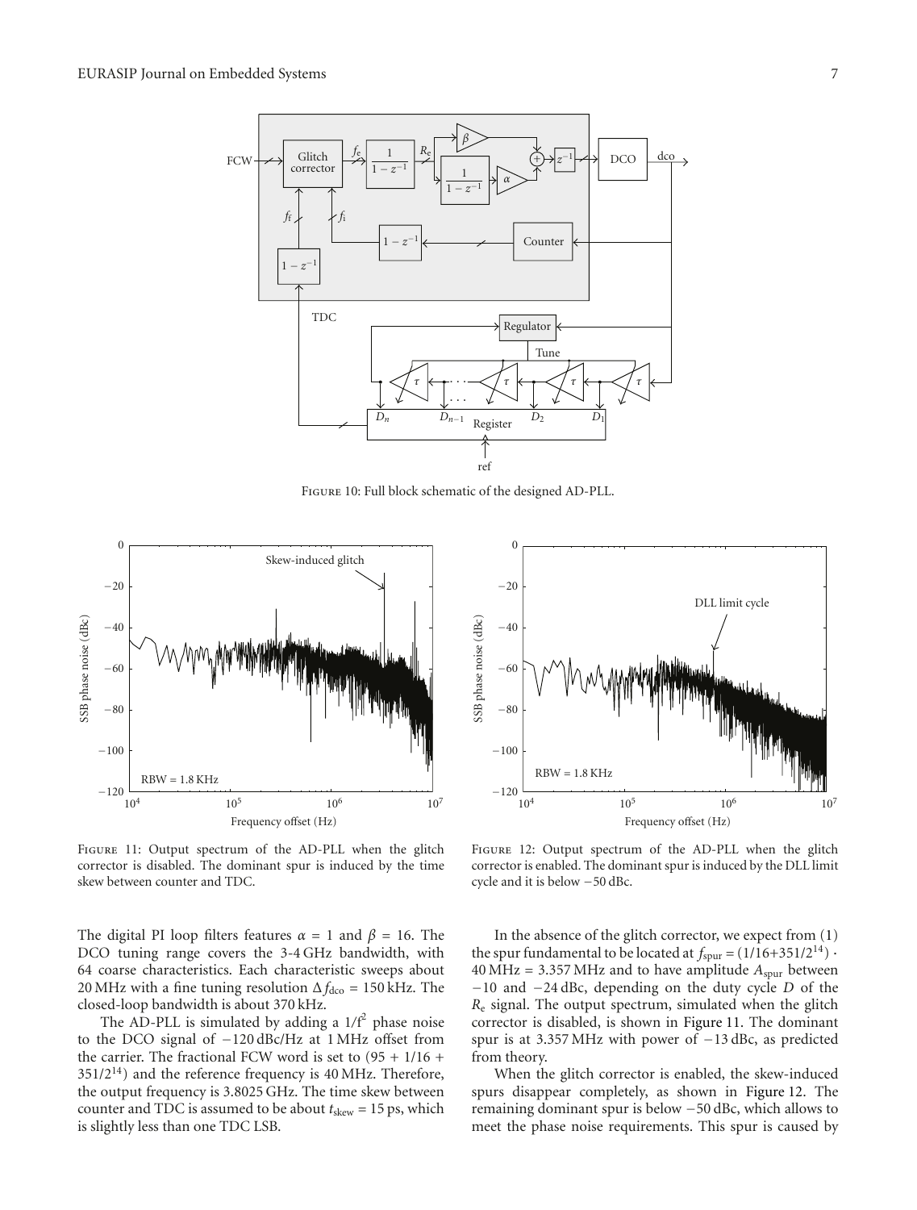FCW

Glitch corrector

$f_e$

$\frac{1}{1-z^{-1}}$

$R_e$

$\beta$

$\frac{1}{1-z^{-1}}$

$\alpha$

$z^{-1}$

DCO

dco

$f_f$

$f_i$

$1-z^{-1}$

Counter

$1-z^{-1}$

TDC

Regulator

Tune

$\tau$

$D_n$

$D_{n-1}$

$D_2$

$D_1$

Register

ref

Figure 10: Full block schematic of the designed AD-PLL.

SSB phase noise (dBc)

Frequency offset (Hz)

Skew-induced glitch

RBW = 1.8 KHz

Figure 11: Output spectrum of the AD-PLL when the glitch corrector is disabled. The dominant spur is induced by the time skew between counter and TDC.

SSB phase noise (dBc)

Frequency offset (Hz)

DLL limit cycle

RBW = 1.8 KHz

Figure 12: Output spectrum of the AD-PLL when the glitch corrector is enabled. The dominant spur is induced by the DLL limit cycle and it is below −50 dBc.

The digital PI loop filters features $\alpha = 1$ and $\beta = 16$. The DCO tuning range covers the 3-4 GHz bandwidth, with 64 coarse characteristics. Each characteristic sweeps about 20 MHz with a fine tuning resolution $\Delta f_{\text{dco}} = 150$ kHz. The closed-loop bandwidth is about 370 kHz.

The AD-PLL is simulated by adding a $1/f^2$ phase noise to the DCO signal of −120 dBc/Hz at 1 MHz offset from the carrier. The fractional FCW word is set to $(95 + 1/16 + 351/2^{14})$ and the reference frequency is 40 MHz. Therefore, the output frequency is 3.8025 GHz. The time skew between counter and TDC is assumed to be about $t_{\text{skew}} = 15$ ps, which is slightly less than one TDC LSB.

In the absence of the glitch corrector, we expect from (1) the spur fundamental to be located at $f_{\text{spur}} = (1/16+351/2^{14}) \cdot 40$ MHz = 3.357 MHz and to have amplitude $A_{\text{spur}}$ between −10 and −24 dBc, depending on the duty cycle $D$ of the $R_e$ signal. The output spectrum, simulated when the glitch corrector is disabled, is shown in Figure 11. The dominant spur is at 3.357 MHz with power of −13 dBc, as predicted from theory.

When the glitch corrector is enabled, the skew-induced spurs disappear completely, as shown in Figure 12. The remaining dominant spur is below −50 dBc, which allows to meet the phase noise requirements. This spur is caused by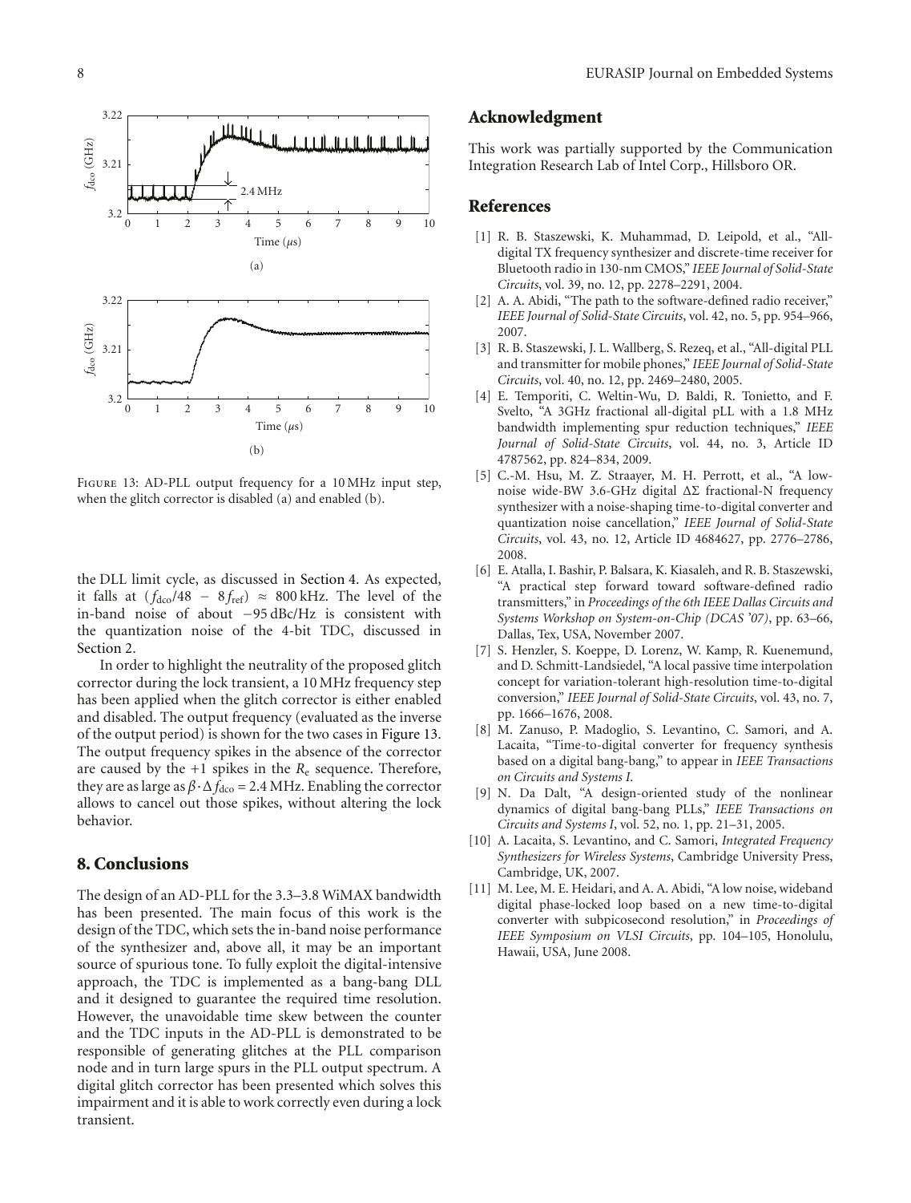3.22

3.21

3.2

$f_{\text{dco}}$ (GHz)

2.4 MHz

0 1 2 3 4 5 6 7 8 9 10

Time ($\mu$s)

(a)

3.22

3.21

3.2

$f_{\text{dco}}$ (GHz)

0 1 2 3 4 5 6 7 8 9 10

Time ($\mu$s)

(b)

Figure 13: AD-PLL output frequency for a 10 MHz input step, when the glitch corrector is disabled (a) and enabled (b).

the DLL limit cycle, as discussed in Section 4. As expected, it falls at $(f_{\text{dco}}/48 - 8f_{\text{ref}}) \approx 800$ kHz. The level of the in-band noise of about −95 dBc/Hz is consistent with the quantization noise of the 4-bit TDC, discussed in Section 2.

In order to highlight the neutrality of the proposed glitch corrector during the lock transient, a 10 MHz frequency step has been applied when the glitch corrector is either enabled and disabled. The output frequency (evaluated as the inverse of the output period) is shown for the two cases in Figure 13. The output frequency spikes in the absence of the corrector are caused by the +1 spikes in the $R_e$ sequence. Therefore, they are as large as $\beta \cdot \Delta f_{\text{dco}} = 2.4$ MHz. Enabling the corrector allows to cancel out those spikes, without altering the lock behavior.

## 8. Conclusions

The design of an AD-PLL for the 3.3–3.8 WiMAX bandwidth has been presented. The main focus of this work is the design of the TDC, which sets the in-band noise performance of the synthesizer and, above all, it may be an important source of spurious tone. To fully exploit the digital-intensive approach, the TDC is implemented as a bang-bang DLL and it designed to guarantee the required time resolution. However, the unavoidable time skew between the counter and the TDC inputs in the AD-PLL is demonstrated to be responsible of generating glitches at the PLL comparison node and in turn large spurs in the PLL output spectrum. A digital glitch corrector has been presented which solves this impairment and it is able to work correctly even during a lock transient.

## Acknowledgment

This work was partially supported by the Communication Integration Research Lab of Intel Corp., Hillsboro OR.

## References

[1] R. B. Staszewski, K. Muhammad, D. Leipold, et al., "All-digital TX frequency synthesizer and discrete-time receiver for Bluetooth radio in 130-nm CMOS," *IEEE Journal of Solid-State Circuits*, vol. 39, no. 12, pp. 2278–2291, 2004.

[2] A. A. Abidi, "The path to the software-defined radio receiver," *IEEE Journal of Solid-State Circuits*, vol. 42, no. 5, pp. 954–966, 2007.

[3] R. B. Staszewski, J. L. Wallberg, S. Rezeq, et al., "All-digital PLL and transmitter for mobile phones," *IEEE Journal of Solid-State Circuits*, vol. 40, no. 12, pp. 2469–2480, 2005.

[4] E. Temporiti, C. Weltin-Wu, D. Baldi, R. Tonietto, and F. Svelto, "A 3GHz fractional all-digital pLL with a 1.8 MHz bandwidth implementing spur reduction techniques," *IEEE Journal of Solid-State Circuits*, vol. 44, no. 3, Article ID 4787562, pp. 824–834, 2009.

[5] C.-M. Hsu, M. Z. Straayer, M. H. Perrott, et al., "A low-noise wide-BW 3.6-GHz digital ΔΣ fractional-N frequency synthesizer with a noise-shaping time-to-digital converter and quantization noise cancellation," *IEEE Journal of Solid-State Circuits*, vol. 43, no. 12, Article ID 4684627, pp. 2776–2786, 2008.

[6] E. Atalla, I. Bashir, P. Balsara, K. Kiasaleh, and R. B. Staszewski, "A practical step forward toward software-defined radio transmitters," in *Proceedings of the 6th IEEE Dallas Circuits and Systems Workshop on System-on-Chip (DCAS '07)*, pp. 63–66, Dallas, Tex, USA, November 2007.

[7] S. Henzler, S. Koeppe, D. Lorenz, W. Kamp, R. Kuenemund, and D. Schmitt-Landsiedel, "A local passive time interpolation concept for variation-tolerant high-resolution time-to-digital conversion," *IEEE Journal of Solid-State Circuits*, vol. 43, no. 7, pp. 1666–1676, 2008.

[8] M. Zanuso, P. Madoglio, S. Levantino, C. Samori, and A. Lacaita, "Time-to-digital converter for frequency synthesis based on a digital bang-bang," to appear in *IEEE Transactions on Circuits and Systems I*.

[9] N. Da Dalt, "A design-oriented study of the nonlinear dynamics of digital bang-bang PLLs," *IEEE Transactions on Circuits and Systems I*, vol. 52, no. 1, pp. 21–31, 2005.

[10] A. Lacaita, S. Levantino, and C. Samori, *Integrated Frequency Synthesizers for Wireless Systems*, Cambridge University Press, Cambridge, UK, 2007.

[11] M. Lee, M. E. Heidari, and A. A. Abidi, "A low noise, wideband digital phase-locked loop based on a new time-to-digital converter with subpicosecond resolution," in *Proceedings of IEEE Symposium on VLSI Circuits*, pp. 104–105, Honolulu, Hawaii, USA, June 2008.